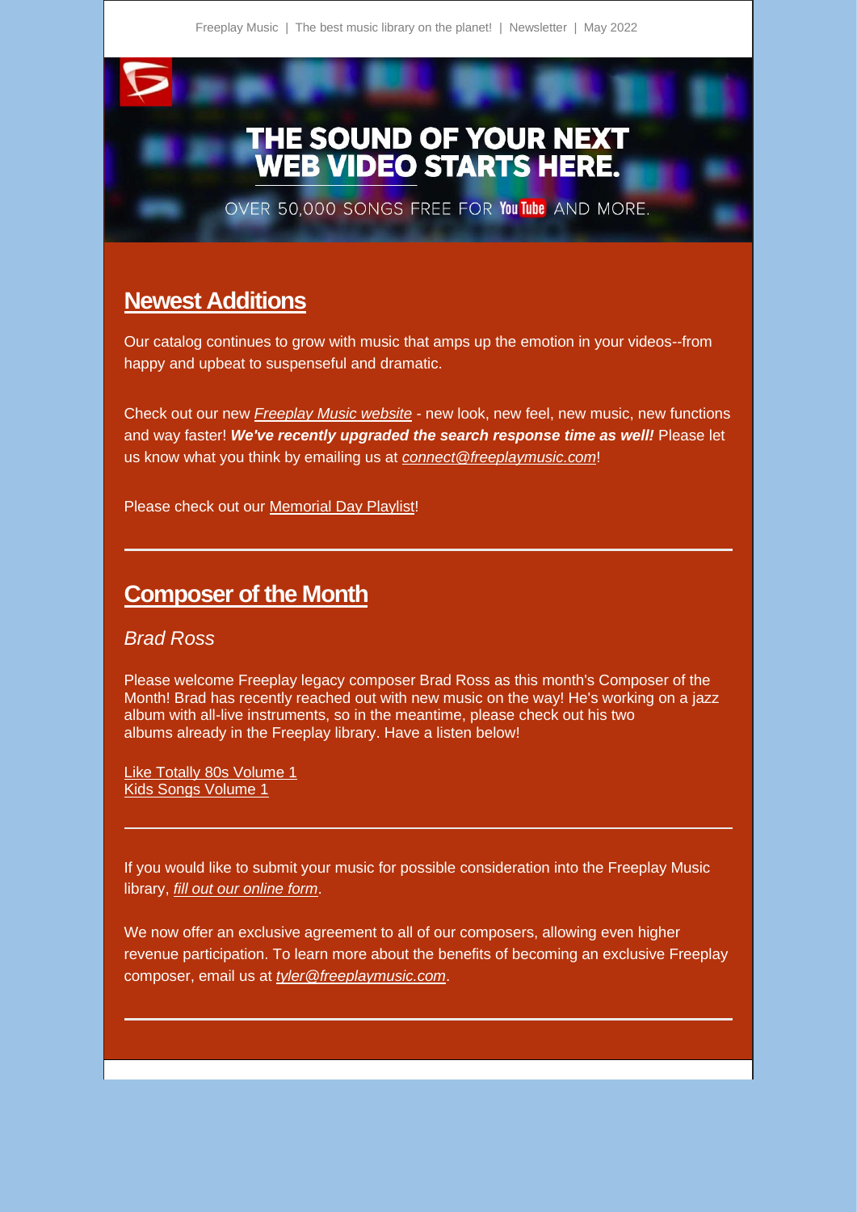Freeplay Music | The best music library on the planet! | Newsletter | May 2022

THE SOUND OF YOUR NEXT WEB VIDEO STARTS HERE.

OVER 50,000 SONGS FREE FOR YouTube AND MORE.

## Newest Additions

Our catalog continues to grow with music that amps up the emotion in your videos--from happy and upbeat to suspenseful and dramatic.

Check out our new *Freeplay Music website* - new look, new feel, new music, new functions and way faster! ***We've recently upgraded the search response time as well!*** Please let us know what you think by emailing us at *connect@freeplaymusic.com*!

Please check out our Memorial Day Playlist!

---

## Composer of the Month

*Brad Ross*

Please welcome Freeplay legacy composer Brad Ross as this month's Composer of the Month! Brad has recently reached out with new music on the way! He's working on a jazz album with all-live instruments, so in the meantime, please check out his two albums already in the Freeplay library. Have a listen below!

Like Totally 80s Volume 1
Kids Songs Volume 1

---

If you would like to submit your music for possible consideration into the Freeplay Music library, *fill out our online form*.

We now offer an exclusive agreement to all of our composers, allowing even higher revenue participation. To learn more about the benefits of becoming an exclusive Freeplay composer, email us at *tyler@freeplaymusic.com*.

---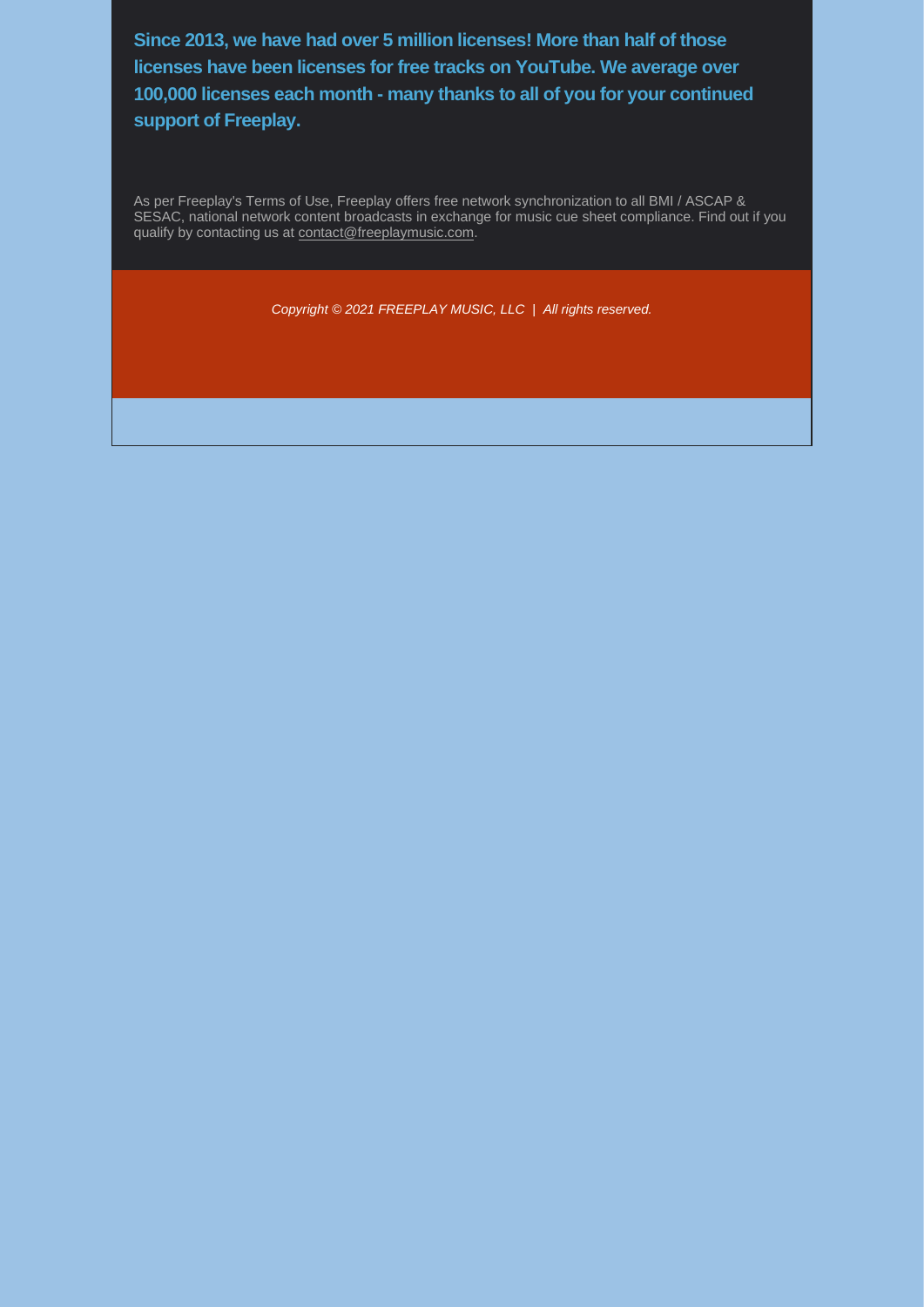**Since 2013, we have had over 5 million licenses! More than half of those licenses have been licenses for free tracks on YouTube. We average over 100,000 licenses each month - many thanks to all of you for your continued support of Freeplay.**

As per Freeplay's Terms of Use, Freeplay offers free network synchronization to all BMI / ASCAP & SESAC, national network content broadcasts in exchange for music cue sheet compliance. Find out if you qualify by contacting us at contact@freeplaymusic.com.

*Copyright © 2021 FREEPLAY MUSIC, LLC | All rights reserved.*